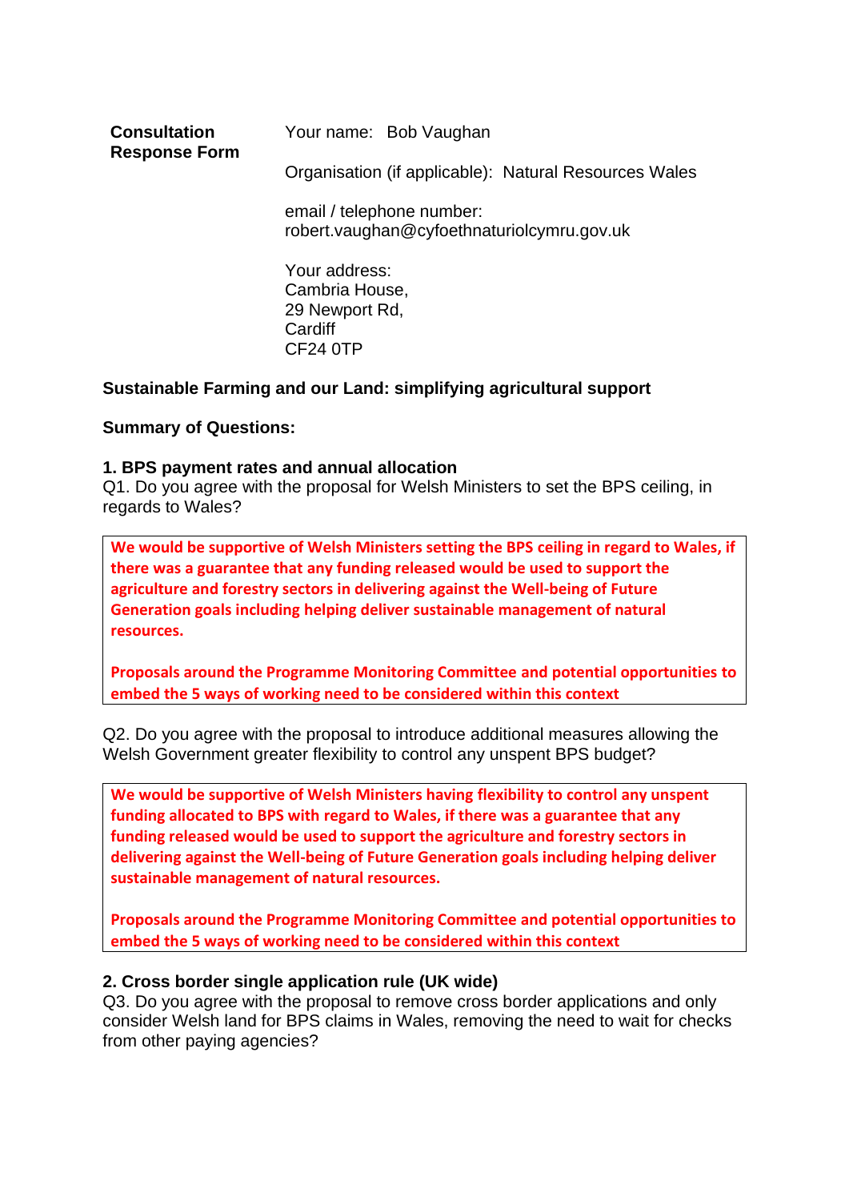**Consultation Response Form**

Your name: Bob Vaughan

Organisation (if applicable): Natural Resources Wales

email / telephone number:
robert.vaughan@cyfoethnaturiolcymru.gov.uk

Your address:
Cambria House,
29 Newport Rd,
Cardiff
CF24 0TP

**Sustainable Farming and our Land: simplifying agricultural support**

**Summary of Questions:**

**1. BPS payment rates and annual allocation**

Q1. Do you agree with the proposal for Welsh Ministers to set the BPS ceiling, in regards to Wales?

> **We would be supportive of Welsh Ministers setting the BPS ceiling in regard to Wales, if there was a guarantee that any funding released would be used to support the agriculture and forestry sectors in delivering against the Well-being of Future Generation goals including helping deliver sustainable management of natural resources.**
>
> **Proposals around the Programme Monitoring Committee and potential opportunities to embed the 5 ways of working need to be considered within this context**

Q2. Do you agree with the proposal to introduce additional measures allowing the Welsh Government greater flexibility to control any unspent BPS budget?

> **We would be supportive of Welsh Ministers having flexibility to control any unspent funding allocated to BPS with regard to Wales, if there was a guarantee that any funding released would be used to support the agriculture and forestry sectors in delivering against the Well-being of Future Generation goals including helping deliver sustainable management of natural resources.**
>
> **Proposals around the Programme Monitoring Committee and potential opportunities to embed the 5 ways of working need to be considered within this context**

**2. Cross border single application rule (UK wide)**

Q3. Do you agree with the proposal to remove cross border applications and only consider Welsh land for BPS claims in Wales, removing the need to wait for checks from other paying agencies?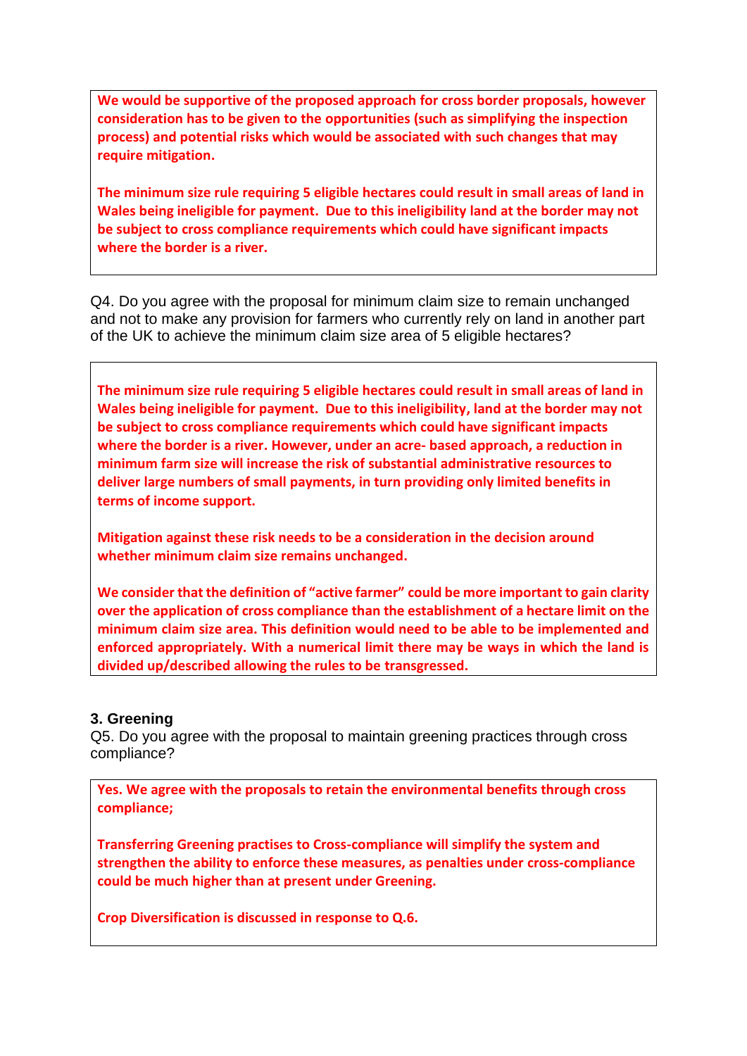**We would be supportive of the proposed approach for cross border proposals, however consideration has to be given to the opportunities (such as simplifying the inspection process) and potential risks which would be associated with such changes that may require mitigation.**

**The minimum size rule requiring 5 eligible hectares could result in small areas of land in Wales being ineligible for payment. Due to this ineligibility land at the border may not be subject to cross compliance requirements which could have significant impacts where the border is a river.**

Q4. Do you agree with the proposal for minimum claim size to remain unchanged and not to make any provision for farmers who currently rely on land in another part of the UK to achieve the minimum claim size area of 5 eligible hectares?

**The minimum size rule requiring 5 eligible hectares could result in small areas of land in Wales being ineligible for payment. Due to this ineligibility, land at the border may not be subject to cross compliance requirements which could have significant impacts where the border is a river. However, under an acre- based approach, a reduction in minimum farm size will increase the risk of substantial administrative resources to deliver large numbers of small payments, in turn providing only limited benefits in terms of income support.**

**Mitigation against these risk needs to be a consideration in the decision around whether minimum claim size remains unchanged.**

**We consider that the definition of "active farmer" could be more important to gain clarity over the application of cross compliance than the establishment of a hectare limit on the minimum claim size area. This definition would need to be able to be implemented and enforced appropriately. With a numerical limit there may be ways in which the land is divided up/described allowing the rules to be transgressed.**

### 3. Greening

Q5. Do you agree with the proposal to maintain greening practices through cross compliance?

**Yes. We agree with the proposals to retain the environmental benefits through cross compliance;**

**Transferring Greening practises to Cross-compliance will simplify the system and strengthen the ability to enforce these measures, as penalties under cross-compliance could be much higher than at present under Greening.**

**Crop Diversification is discussed in response to Q.6.**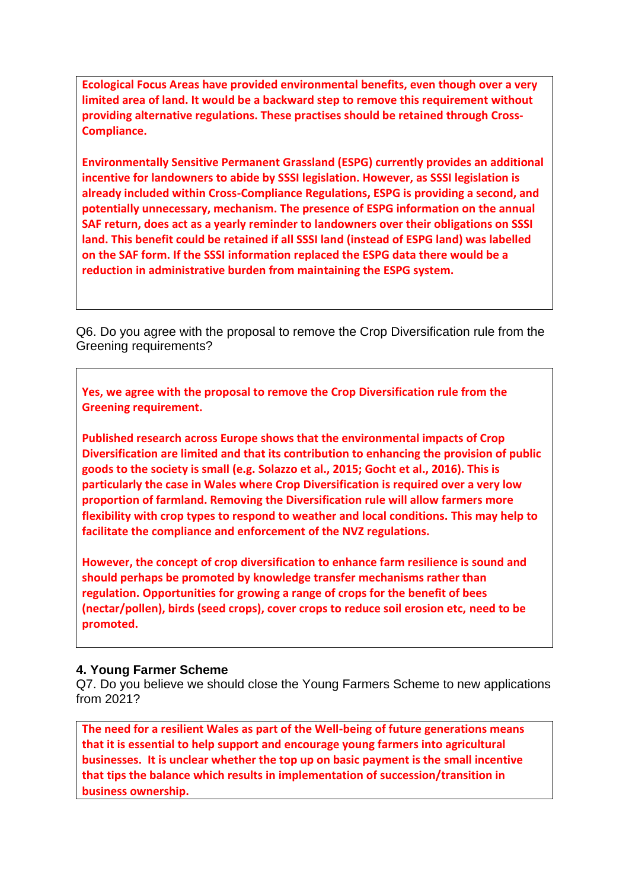**Ecological Focus Areas have provided environmental benefits, even though over a very limited area of land. It would be a backward step to remove this requirement without providing alternative regulations. These practises should be retained through Cross-Compliance.**

**Environmentally Sensitive Permanent Grassland (ESPG) currently provides an additional incentive for landowners to abide by SSSI legislation. However, as SSSI legislation is already included within Cross-Compliance Regulations, ESPG is providing a second, and potentially unnecessary, mechanism. The presence of ESPG information on the annual SAF return, does act as a yearly reminder to landowners over their obligations on SSSI land. This benefit could be retained if all SSSI land (instead of ESPG land) was labelled on the SAF form. If the SSSI information replaced the ESPG data there would be a reduction in administrative burden from maintaining the ESPG system.**

Q6. Do you agree with the proposal to remove the Crop Diversification rule from the Greening requirements?

**Yes, we agree with the proposal to remove the Crop Diversification rule from the Greening requirement.**

**Published research across Europe shows that the environmental impacts of Crop Diversification are limited and that its contribution to enhancing the provision of public goods to the society is small (e.g. Solazzo et al., 2015; Gocht et al., 2016). This is particularly the case in Wales where Crop Diversification is required over a very low proportion of farmland. Removing the Diversification rule will allow farmers more flexibility with crop types to respond to weather and local conditions. This may help to facilitate the compliance and enforcement of the NVZ regulations.**

**However, the concept of crop diversification to enhance farm resilience is sound and should perhaps be promoted by knowledge transfer mechanisms rather than regulation. Opportunities for growing a range of crops for the benefit of bees (nectar/pollen), birds (seed crops), cover crops to reduce soil erosion etc, need to be promoted.**

### 4. Young Farmer Scheme

Q7. Do you believe we should close the Young Farmers Scheme to new applications from 2021?

**The need for a resilient Wales as part of the Well-being of future generations means that it is essential to help support and encourage young farmers into agricultural businesses. It is unclear whether the top up on basic payment is the small incentive that tips the balance which results in implementation of succession/transition in business ownership.**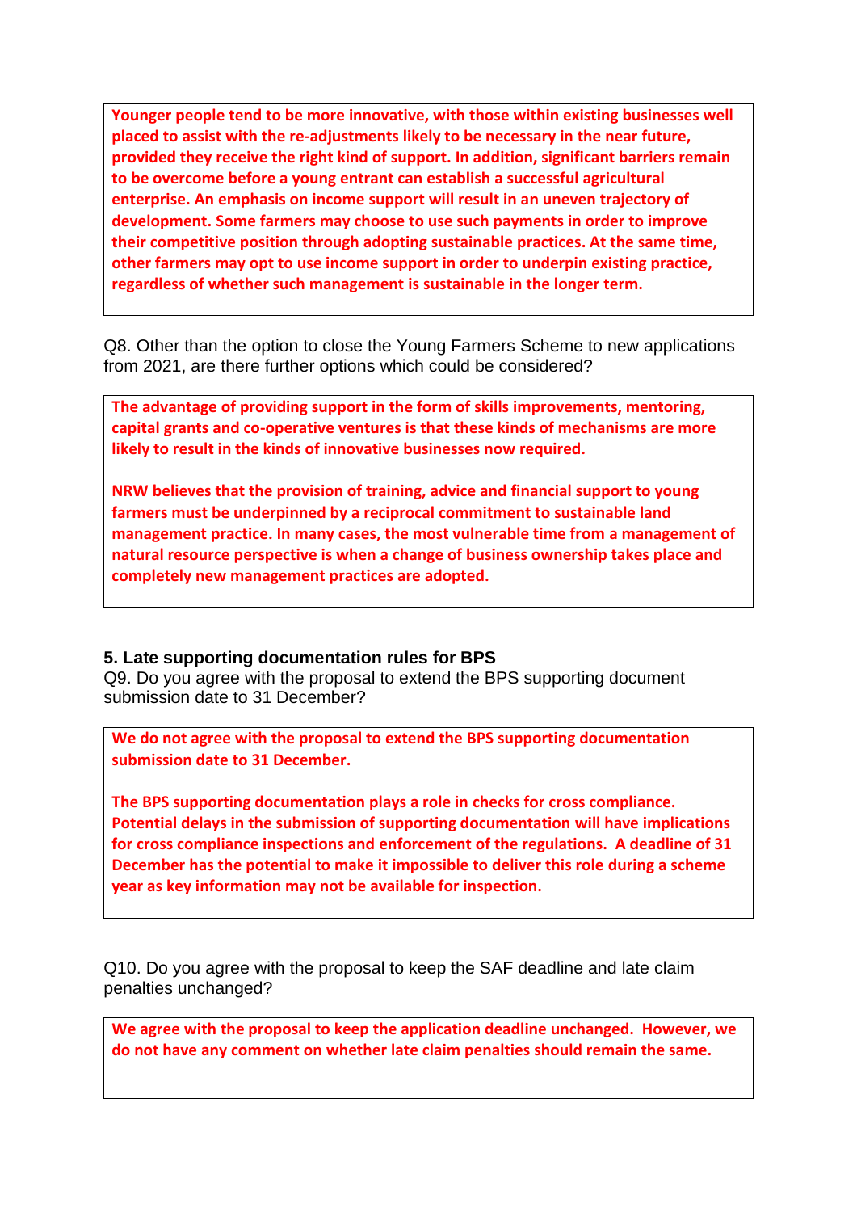**Younger people tend to be more innovative, with those within existing businesses well placed to assist with the re-adjustments likely to be necessary in the near future, provided they receive the right kind of support. In addition, significant barriers remain to be overcome before a young entrant can establish a successful agricultural enterprise. An emphasis on income support will result in an uneven trajectory of development. Some farmers may choose to use such payments in order to improve their competitive position through adopting sustainable practices. At the same time, other farmers may opt to use income support in order to underpin existing practice, regardless of whether such management is sustainable in the longer term.**

Q8. Other than the option to close the Young Farmers Scheme to new applications from 2021, are there further options which could be considered?

**The advantage of providing support in the form of skills improvements, mentoring, capital grants and co-operative ventures is that these kinds of mechanisms are more likely to result in the kinds of innovative businesses now required.**

**NRW believes that the provision of training, advice and financial support to young farmers must be underpinned by a reciprocal commitment to sustainable land management practice. In many cases, the most vulnerable time from a management of natural resource perspective is when a change of business ownership takes place and completely new management practices are adopted.**

### 5. Late supporting documentation rules for BPS

Q9. Do you agree with the proposal to extend the BPS supporting document submission date to 31 December?

**We do not agree with the proposal to extend the BPS supporting documentation submission date to 31 December.**

**The BPS supporting documentation plays a role in checks for cross compliance. Potential delays in the submission of supporting documentation will have implications for cross compliance inspections and enforcement of the regulations. A deadline of 31 December has the potential to make it impossible to deliver this role during a scheme year as key information may not be available for inspection.**

Q10. Do you agree with the proposal to keep the SAF deadline and late claim penalties unchanged?

**We agree with the proposal to keep the application deadline unchanged. However, we do not have any comment on whether late claim penalties should remain the same.**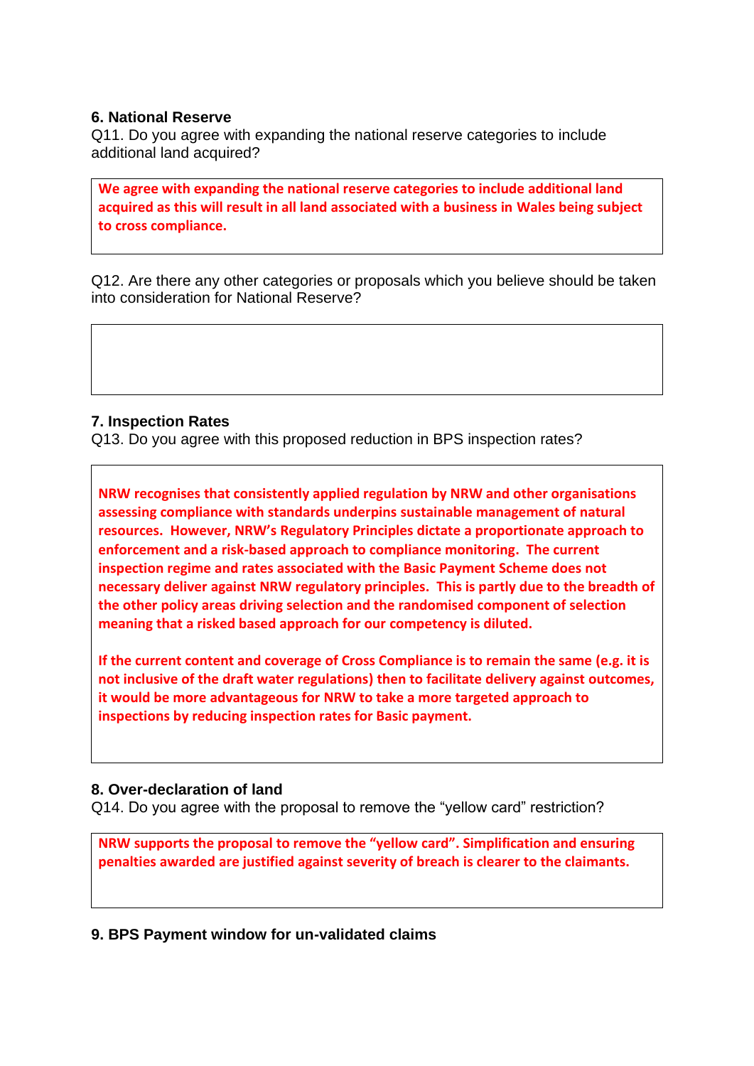### 6. National Reserve

Q11. Do you agree with expanding the national reserve categories to include additional land acquired?

**We agree with expanding the national reserve categories to include additional land acquired as this will result in all land associated with a business in Wales being subject to cross compliance.**

Q12. Are there any other categories or proposals which you believe should be taken into consideration for National Reserve?

### 7. Inspection Rates

Q13. Do you agree with this proposed reduction in BPS inspection rates?

**NRW recognises that consistently applied regulation by NRW and other organisations assessing compliance with standards underpins sustainable management of natural resources. However, NRW's Regulatory Principles dictate a proportionate approach to enforcement and a risk-based approach to compliance monitoring. The current inspection regime and rates associated with the Basic Payment Scheme does not necessary deliver against NRW regulatory principles. This is partly due to the breadth of the other policy areas driving selection and the randomised component of selection meaning that a risked based approach for our competency is diluted.**

**If the current content and coverage of Cross Compliance is to remain the same (e.g. it is not inclusive of the draft water regulations) then to facilitate delivery against outcomes, it would be more advantageous for NRW to take a more targeted approach to inspections by reducing inspection rates for Basic payment.**

### 8. Over-declaration of land

Q14. Do you agree with the proposal to remove the "yellow card" restriction?

**NRW supports the proposal to remove the "yellow card". Simplification and ensuring penalties awarded are justified against severity of breach is clearer to the claimants.**

### 9. BPS Payment window for un-validated claims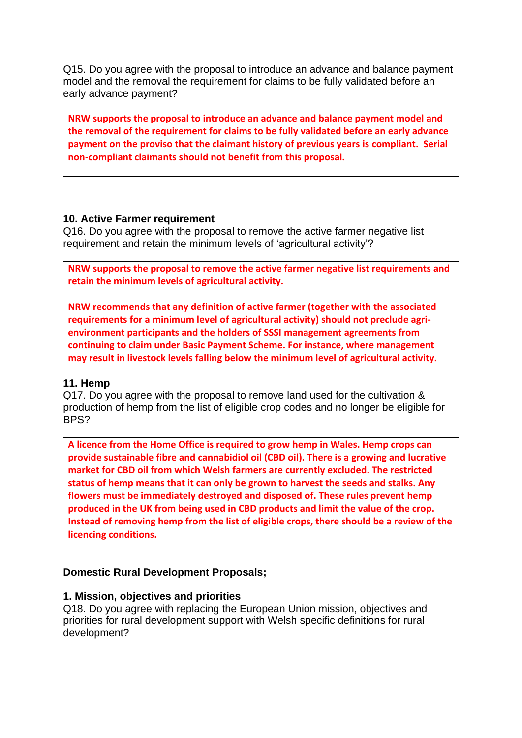Q15. Do you agree with the proposal to introduce an advance and balance payment model and the removal the requirement for claims to be fully validated before an early advance payment?

**NRW supports the proposal to introduce an advance and balance payment model and the removal of the requirement for claims to be fully validated before an early advance payment on the proviso that the claimant history of previous years is compliant. Serial non-compliant claimants should not benefit from this proposal.**

### 10. Active Farmer requirement

Q16. Do you agree with the proposal to remove the active farmer negative list requirement and retain the minimum levels of 'agricultural activity'?

**NRW supports the proposal to remove the active farmer negative list requirements and retain the minimum levels of agricultural activity.**

**NRW recommends that any definition of active farmer (together with the associated requirements for a minimum level of agricultural activity) should not preclude agri-environment participants and the holders of SSSI management agreements from continuing to claim under Basic Payment Scheme. For instance, where management may result in livestock levels falling below the minimum level of agricultural activity.**

### 11. Hemp

Q17. Do you agree with the proposal to remove land used for the cultivation & production of hemp from the list of eligible crop codes and no longer be eligible for BPS?

**A licence from the Home Office is required to grow hemp in Wales. Hemp crops can provide sustainable fibre and cannabidiol oil (CBD oil). There is a growing and lucrative market for CBD oil from which Welsh farmers are currently excluded. The restricted status of hemp means that it can only be grown to harvest the seeds and stalks. Any flowers must be immediately destroyed and disposed of. These rules prevent hemp produced in the UK from being used in CBD products and limit the value of the crop. Instead of removing hemp from the list of eligible crops, there should be a review of the licencing conditions.**

## Domestic Rural Development Proposals;

### 1. Mission, objectives and priorities

Q18. Do you agree with replacing the European Union mission, objectives and priorities for rural development support with Welsh specific definitions for rural development?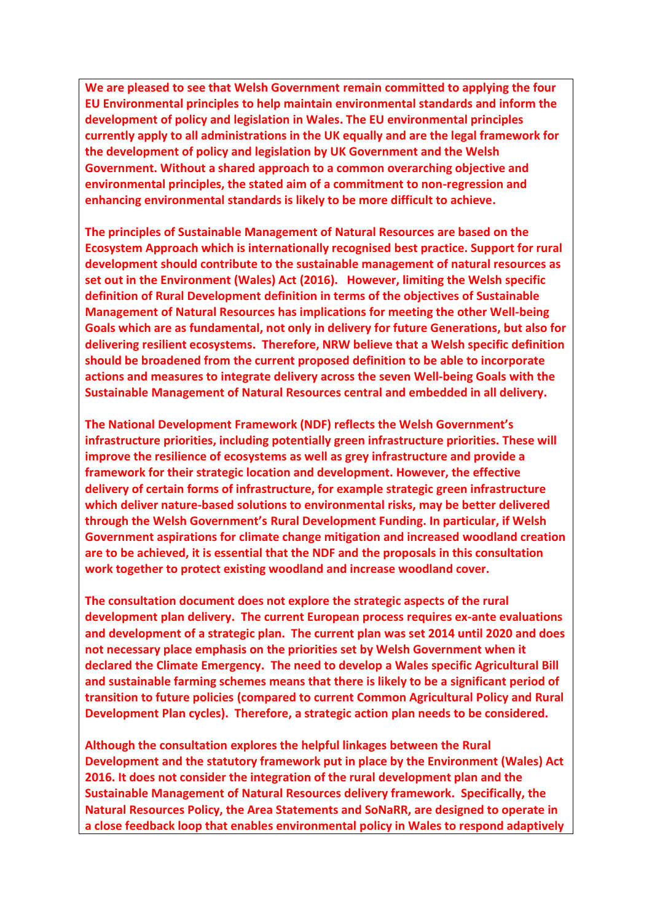**We are pleased to see that Welsh Government remain committed to applying the four EU Environmental principles to help maintain environmental standards and inform the development of policy and legislation in Wales. The EU environmental principles currently apply to all administrations in the UK equally and are the legal framework for the development of policy and legislation by UK Government and the Welsh Government. Without a shared approach to a common overarching objective and environmental principles, the stated aim of a commitment to non-regression and enhancing environmental standards is likely to be more difficult to achieve.**

**The principles of Sustainable Management of Natural Resources are based on the Ecosystem Approach which is internationally recognised best practice. Support for rural development should contribute to the sustainable management of natural resources as set out in the Environment (Wales) Act (2016). However, limiting the Welsh specific definition of Rural Development definition in terms of the objectives of Sustainable Management of Natural Resources has implications for meeting the other Well-being Goals which are as fundamental, not only in delivery for future Generations, but also for delivering resilient ecosystems. Therefore, NRW believe that a Welsh specific definition should be broadened from the current proposed definition to be able to incorporate actions and measures to integrate delivery across the seven Well-being Goals with the Sustainable Management of Natural Resources central and embedded in all delivery.**

**The National Development Framework (NDF) reflects the Welsh Government's infrastructure priorities, including potentially green infrastructure priorities. These will improve the resilience of ecosystems as well as grey infrastructure and provide a framework for their strategic location and development. However, the effective delivery of certain forms of infrastructure, for example strategic green infrastructure which deliver nature-based solutions to environmental risks, may be better delivered through the Welsh Government's Rural Development Funding. In particular, if Welsh Government aspirations for climate change mitigation and increased woodland creation are to be achieved, it is essential that the NDF and the proposals in this consultation work together to protect existing woodland and increase woodland cover.**

**The consultation document does not explore the strategic aspects of the rural development plan delivery. The current European process requires ex-ante evaluations and development of a strategic plan. The current plan was set 2014 until 2020 and does not necessary place emphasis on the priorities set by Welsh Government when it declared the Climate Emergency. The need to develop a Wales specific Agricultural Bill and sustainable farming schemes means that there is likely to be a significant period of transition to future policies (compared to current Common Agricultural Policy and Rural Development Plan cycles). Therefore, a strategic action plan needs to be considered.**

**Although the consultation explores the helpful linkages between the Rural Development and the statutory framework put in place by the Environment (Wales) Act 2016. It does not consider the integration of the rural development plan and the Sustainable Management of Natural Resources delivery framework. Specifically, the Natural Resources Policy, the Area Statements and SoNaRR, are designed to operate in a close feedback loop that enables environmental policy in Wales to respond adaptively**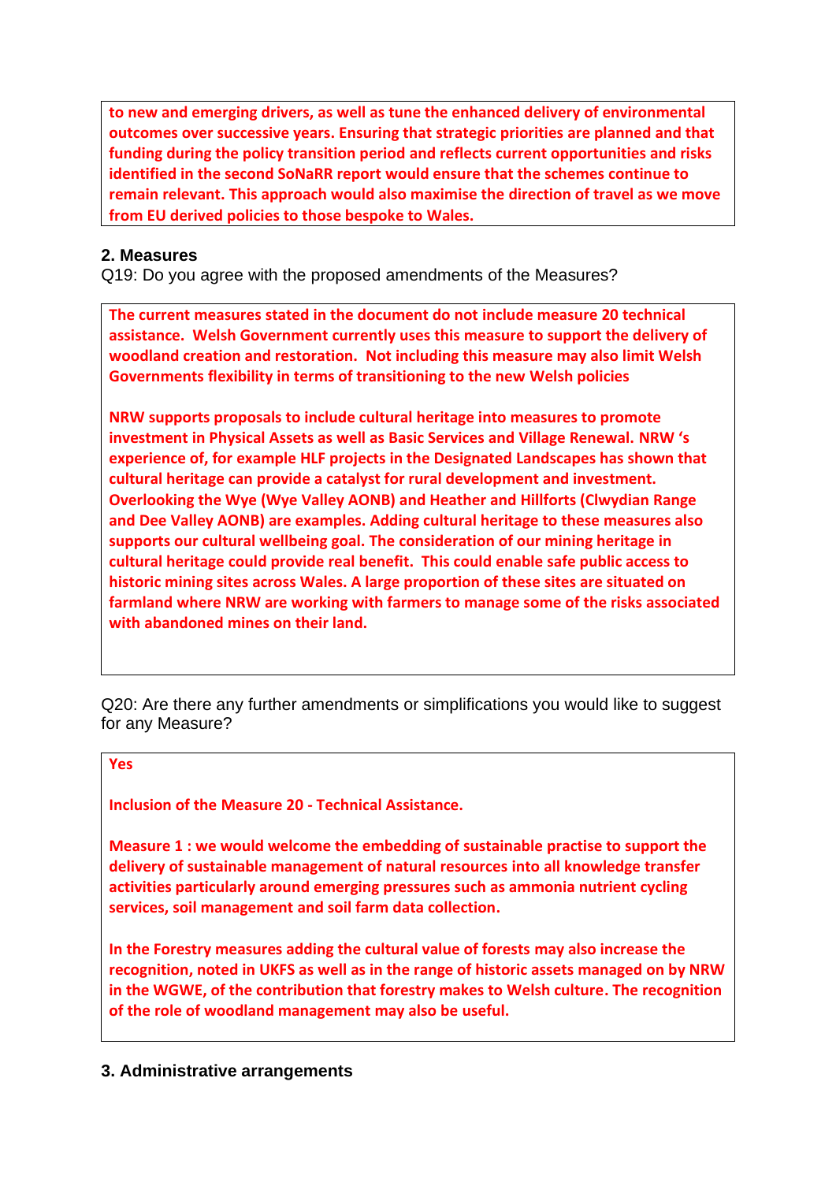**to new and emerging drivers, as well as tune the enhanced delivery of environmental outcomes over successive years. Ensuring that strategic priorities are planned and that funding during the policy transition period and reflects current opportunities and risks identified in the second SoNaRR report would ensure that the schemes continue to remain relevant. This approach would also maximise the direction of travel as we move from EU derived policies to those bespoke to Wales.**

## 2. Measures

Q19: Do you agree with the proposed amendments of the Measures?

**The current measures stated in the document do not include measure 20 technical assistance. Welsh Government currently uses this measure to support the delivery of woodland creation and restoration. Not including this measure may also limit Welsh Governments flexibility in terms of transitioning to the new Welsh policies**

**NRW supports proposals to include cultural heritage into measures to promote investment in Physical Assets as well as Basic Services and Village Renewal. NRW 's experience of, for example HLF projects in the Designated Landscapes has shown that cultural heritage can provide a catalyst for rural development and investment. Overlooking the Wye (Wye Valley AONB) and Heather and Hillforts (Clwydian Range and Dee Valley AONB) are examples. Adding cultural heritage to these measures also supports our cultural wellbeing goal. The consideration of our mining heritage in cultural heritage could provide real benefit. This could enable safe public access to historic mining sites across Wales. A large proportion of these sites are situated on farmland where NRW are working with farmers to manage some of the risks associated with abandoned mines on their land.**

Q20: Are there any further amendments or simplifications you would like to suggest for any Measure?

**Yes**

**Inclusion of the Measure 20 - Technical Assistance.**

**Measure 1 : we would welcome the embedding of sustainable practise to support the delivery of sustainable management of natural resources into all knowledge transfer activities particularly around emerging pressures such as ammonia nutrient cycling services, soil management and soil farm data collection.**

**In the Forestry measures adding the cultural value of forests may also increase the recognition, noted in UKFS as well as in the range of historic assets managed on by NRW in the WGWE, of the contribution that forestry makes to Welsh culture. The recognition of the role of woodland management may also be useful.**

## 3. Administrative arrangements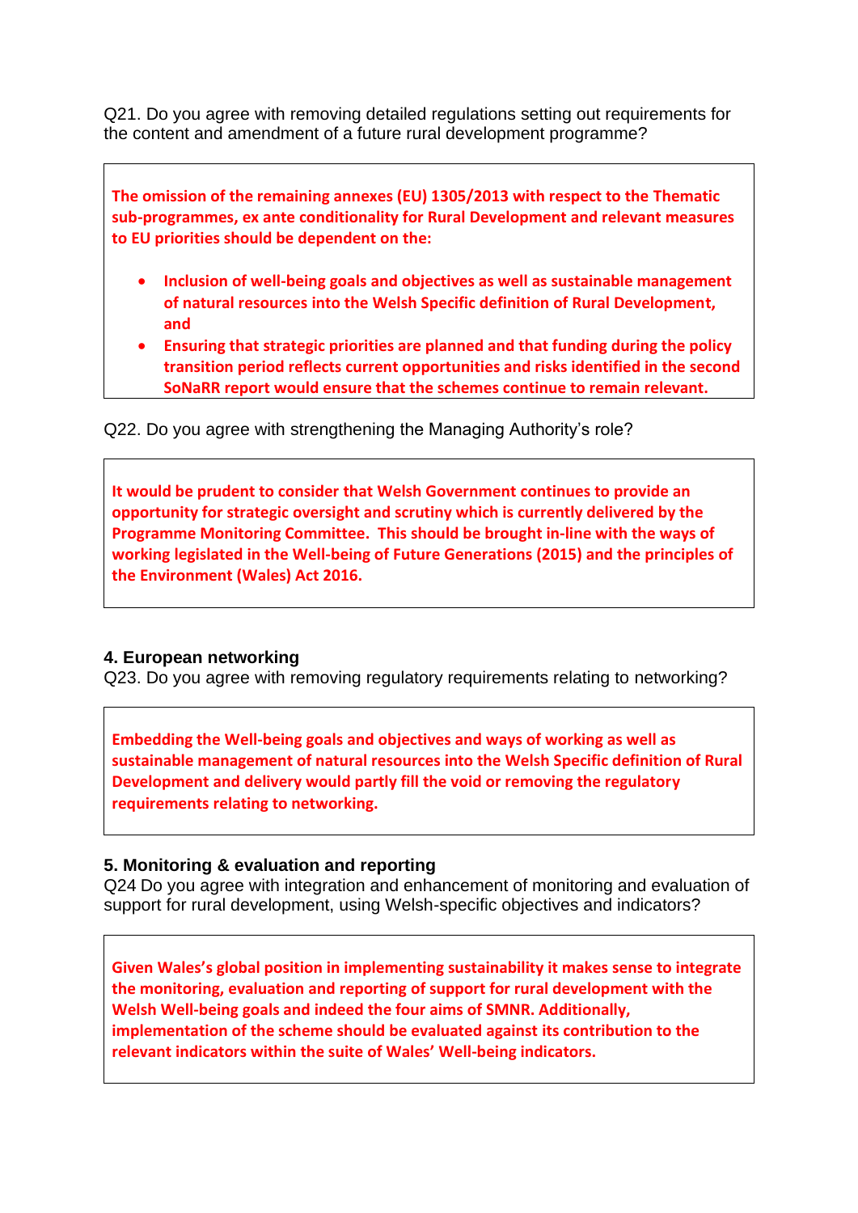Q21. Do you agree with removing detailed regulations setting out requirements for the content and amendment of a future rural development programme?

**The omission of the remaining annexes (EU) 1305/2013 with respect to the Thematic sub-programmes, ex ante conditionality for Rural Development and relevant measures to EU priorities should be dependent on the:**

- **Inclusion of well-being goals and objectives as well as sustainable management of natural resources into the Welsh Specific definition of Rural Development, and**
- **Ensuring that strategic priorities are planned and that funding during the policy transition period reflects current opportunities and risks identified in the second SoNaRR report would ensure that the schemes continue to remain relevant.**

Q22. Do you agree with strengthening the Managing Authority's role?

**It would be prudent to consider that Welsh Government continues to provide an opportunity for strategic oversight and scrutiny which is currently delivered by the Programme Monitoring Committee. This should be brought in-line with the ways of working legislated in the Well-being of Future Generations (2015) and the principles of the Environment (Wales) Act 2016.**

### 4. European networking

Q23. Do you agree with removing regulatory requirements relating to networking?

**Embedding the Well-being goals and objectives and ways of working as well as sustainable management of natural resources into the Welsh Specific definition of Rural Development and delivery would partly fill the void or removing the regulatory requirements relating to networking.**

### 5. Monitoring & evaluation and reporting

Q24 Do you agree with integration and enhancement of monitoring and evaluation of support for rural development, using Welsh-specific objectives and indicators?

**Given Wales's global position in implementing sustainability it makes sense to integrate the monitoring, evaluation and reporting of support for rural development with the Welsh Well-being goals and indeed the four aims of SMNR. Additionally, implementation of the scheme should be evaluated against its contribution to the relevant indicators within the suite of Wales' Well-being indicators.**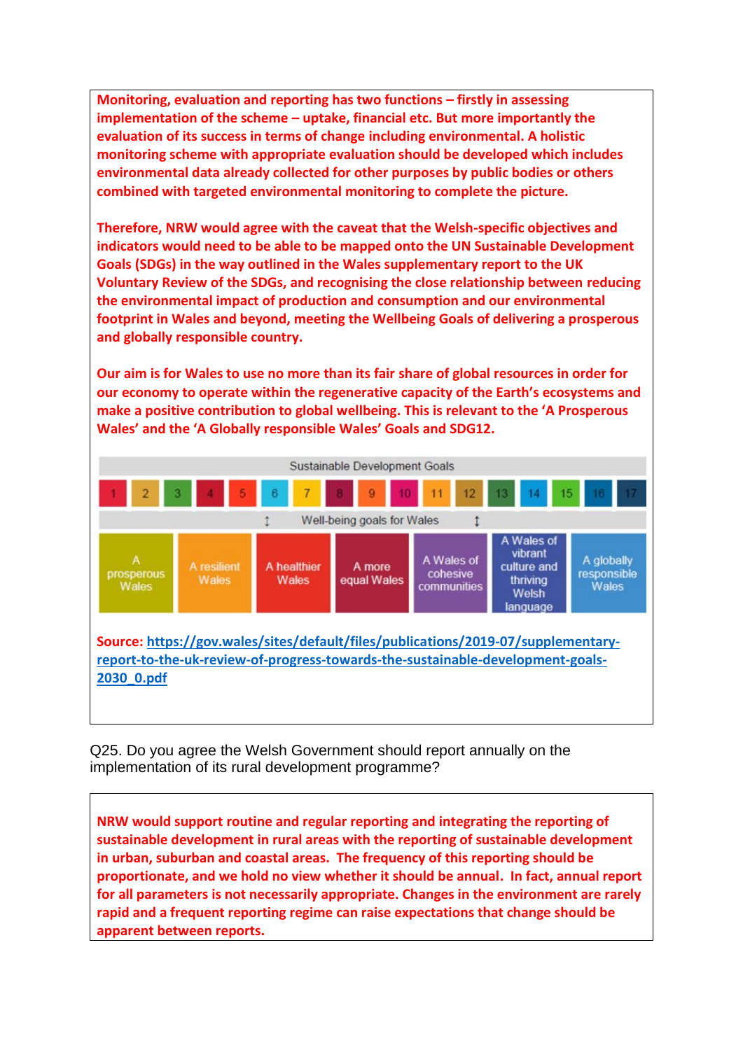**Monitoring, evaluation and reporting has two functions – firstly in assessing implementation of the scheme – uptake, financial etc. But more importantly the evaluation of its success in terms of change including environmental. A holistic monitoring scheme with appropriate evaluation should be developed which includes environmental data already collected for other purposes by public bodies or others combined with targeted environmental monitoring to complete the picture.**

**Therefore, NRW would agree with the caveat that the Welsh-specific objectives and indicators would need to be able to be mapped onto the UN Sustainable Development Goals (SDGs) in the way outlined in the Wales supplementary report to the UK Voluntary Review of the SDGs, and recognising the close relationship between reducing the environmental impact of production and consumption and our environmental footprint in Wales and beyond, meeting the Wellbeing Goals of delivering a prosperous and globally responsible country.**

**Our aim is for Wales to use no more than its fair share of global resources in order for our economy to operate within the regenerative capacity of the Earth's ecosystems and make a positive contribution to global wellbeing. This is relevant to the 'A Prosperous Wales' and the 'A Globally responsible Wales' Goals and SDG12.**

Sustainable Development Goals

| 1 | 2 | 3 | 4 | 5 | 6 | 7 | 8 | 9 | 10 | 11 | 12 | 13 | 14 | 15 | 16 | 17 |
|---|---|---|---|---|---|---|---|---|---|---|---|---|---|---|---|---|

↕ Well-being goals for Wales ↕

| A prosperous Wales | A resilient Wales | A healthier Wales | A more equal Wales | A Wales of cohesive communities | A Wales of vibrant culture and thriving Welsh language | A globally responsible Wales |
|---|---|---|---|---|---|---|

**Source:** https://gov.wales/sites/default/files/publications/2019-07/supplementary-report-to-the-uk-review-of-progress-towards-the-sustainable-development-goals-2030_0.pdf

Q25. Do you agree the Welsh Government should report annually on the implementation of its rural development programme?

**NRW would support routine and regular reporting and integrating the reporting of sustainable development in rural areas with the reporting of sustainable development in urban, suburban and coastal areas. The frequency of this reporting should be proportionate, and we hold no view whether it should be annual. In fact, annual report for all parameters is not necessarily appropriate. Changes in the environment are rarely rapid and a frequent reporting regime can raise expectations that change should be apparent between reports.**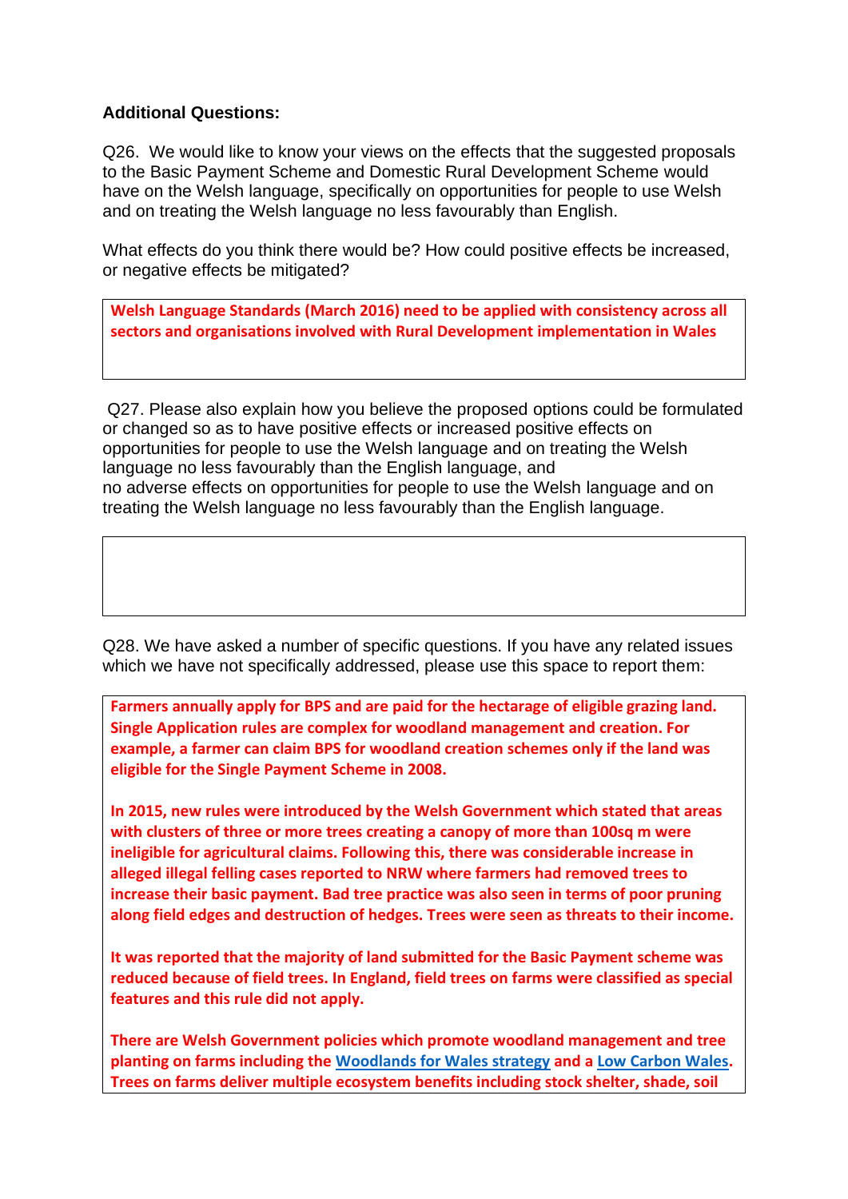**Additional Questions:**

Q26. We would like to know your views on the effects that the suggested proposals to the Basic Payment Scheme and Domestic Rural Development Scheme would have on the Welsh language, specifically on opportunities for people to use Welsh and on treating the Welsh language no less favourably than English.

What effects do you think there would be? How could positive effects be increased, or negative effects be mitigated?

**Welsh Language Standards (March 2016) need to be applied with consistency across all sectors and organisations involved with Rural Development implementation in Wales**

Q27. Please also explain how you believe the proposed options could be formulated or changed so as to have positive effects or increased positive effects on opportunities for people to use the Welsh language and on treating the Welsh language no less favourably than the English language, and no adverse effects on opportunities for people to use the Welsh language and on treating the Welsh language no less favourably than the English language.

Q28. We have asked a number of specific questions. If you have any related issues which we have not specifically addressed, please use this space to report them:

**Farmers annually apply for BPS and are paid for the hectarage of eligible grazing land. Single Application rules are complex for woodland management and creation. For example, a farmer can claim BPS for woodland creation schemes only if the land was eligible for the Single Payment Scheme in 2008.**

**In 2015, new rules were introduced by the Welsh Government which stated that areas with clusters of three or more trees creating a canopy of more than 100sq m were ineligible for agricultural claims. Following this, there was considerable increase in alleged illegal felling cases reported to NRW where farmers had removed trees to increase their basic payment. Bad tree practice was also seen in terms of poor pruning along field edges and destruction of hedges. Trees were seen as threats to their income.**

**It was reported that the majority of land submitted for the Basic Payment scheme was reduced because of field trees. In England, field trees on farms were classified as special features and this rule did not apply.**

**There are Welsh Government policies which promote woodland management and tree planting on farms including the [Woodlands for Wales strategy]() and a [Low Carbon Wales](). Trees on farms deliver multiple ecosystem benefits including stock shelter, shade, soil**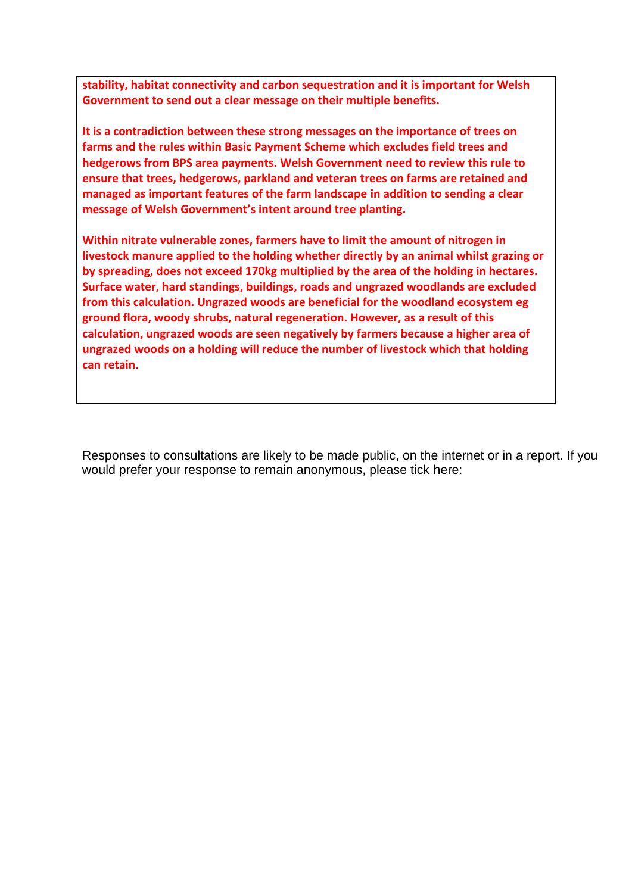**stability, habitat connectivity and carbon sequestration and it is important for Welsh Government to send out a clear message on their multiple benefits.**

**It is a contradiction between these strong messages on the importance of trees on farms and the rules within Basic Payment Scheme which excludes field trees and hedgerows from BPS area payments. Welsh Government need to review this rule to ensure that trees, hedgerows, parkland and veteran trees on farms are retained and managed as important features of the farm landscape in addition to sending a clear message of Welsh Government's intent around tree planting.**

**Within nitrate vulnerable zones, farmers have to limit the amount of nitrogen in livestock manure applied to the holding whether directly by an animal whilst grazing or by spreading, does not exceed 170kg multiplied by the area of the holding in hectares. Surface water, hard standings, buildings, roads and ungrazed woodlands are excluded from this calculation. Ungrazed woods are beneficial for the woodland ecosystem eg ground flora, woody shrubs, natural regeneration. However, as a result of this calculation, ungrazed woods are seen negatively by farmers because a higher area of ungrazed woods on a holding will reduce the number of livestock which that holding can retain.**

Responses to consultations are likely to be made public, on the internet or in a report. If you would prefer your response to remain anonymous, please tick here: